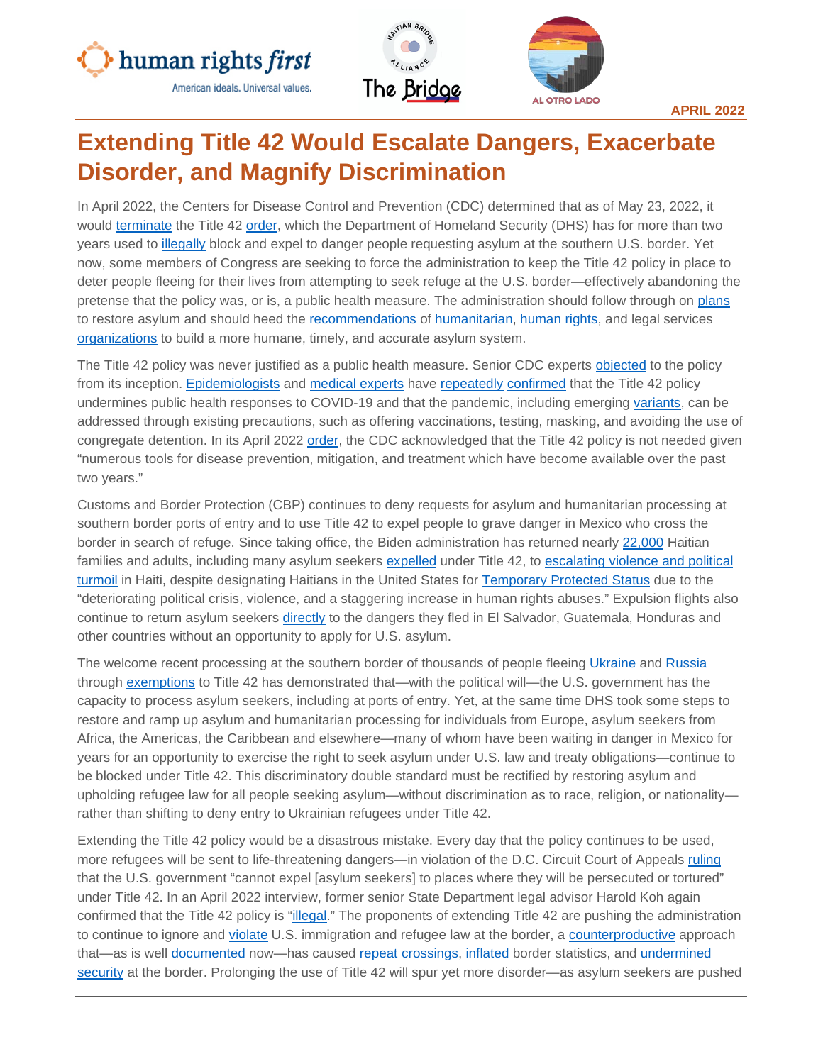APRIL 2022

# Extending Title 42 Would Escalate Dangers, Exacerbate Disorder, and Magnify Discrimination

In April 2022, the Centers for Disease Control and Prevention (CDC) determined that as of May 23, 2022, it would terminate the Title 42 order, which the Department of Homeland Security (DHS) has for more than two years used to illegally block and expel to danger people requesting asylum at the southern U.S. border. Yet now, some members of Congress are seeking to force the administration to keep the Title 42 policy in place to deter people fleeing for their lives from attempting to seek refuge at the U.S. border—effectively abandoning the pretense that the policy was, or is, a public health measure. The administration should follow through on plans to restore asylum and should heed the recommendations of humanitarian, human rights, and legal services organizations to build a more humane, timely, and accurate asylum system.

The Title 42 policy was never justified as a public health measure. Senior CDC experts objected to the policy from its inception. Epidemiologists and medical experts have repeatedly confirmed that the Title 42 policy undermines public health responses to COVID-19 and that the pandemic, including emerging variants, can be addressed through existing precautions, such as offering vaccinations, testing, masking, and avoiding the use of congregate detention. In its April 2022 order, the CDC acknowledged that the Title 42 policy is not needed given "numerous tools for disease prevention, mitigation, and treatment which have become available over the past two years."

Customs and Border Protection (CBP) continues to deny requests for asylum and humanitarian processing at southern border ports of entry and to use Title 42 to expel people to grave danger in Mexico who cross the border in search of refuge. Since taking office, the Biden administration has returned nearly 22,000 Haitian families and adults, including many asylum seekers expelled under Title 42, to escalating violence and political turmoil in Haiti, despite designating Haitians in the United States for Temporary Protected Status due to the "deteriorating political crisis, violence, and a staggering increase in human rights abuses." Expulsion flights also continue to return asylum seekers directly to the dangers they fled in El Salvador, Guatemala, Honduras and other countries without an opportunity to apply for U.S. asylum.

The welcome recent processing at the southern border of thousands of people fleeing Ukraine and Russia through exemptions to Title 42 has demonstrated that—with the political will—the U.S. government has the capacity to process asylum seekers, including at ports of entry. Yet, at the same time DHS took some steps to restore and ramp up asylum and humanitarian processing for individuals from Europe, asylum seekers from Africa, the Americas, the Caribbean and elsewhere—many of whom have been waiting in danger in Mexico for years for an opportunity to exercise the right to seek asylum under U.S. law and treaty obligations—continue to be blocked under Title 42. This discriminatory double standard must be rectified by restoring asylum and upholding refugee law for all people seeking asylum—without discrimination as to race, religion, or nationality—rather than shifting to deny entry to Ukrainian refugees under Title 42.

Extending the Title 42 policy would be a disastrous mistake. Every day that the policy continues to be used, more refugees will be sent to life-threatening dangers—in violation of the D.C. Circuit Court of Appeals ruling that the U.S. government "cannot expel [asylum seekers] to places where they will be persecuted or tortured" under Title 42. In an April 2022 interview, former senior State Department legal advisor Harold Koh again confirmed that the Title 42 policy is "illegal." The proponents of extending Title 42 are pushing the administration to continue to ignore and violate U.S. immigration and refugee law at the border, a counterproductive approach that—as is well documented now—has caused repeat crossings, inflated border statistics, and undermined security at the border. Prolonging the use of Title 42 will spur yet more disorder—as asylum seekers are pushed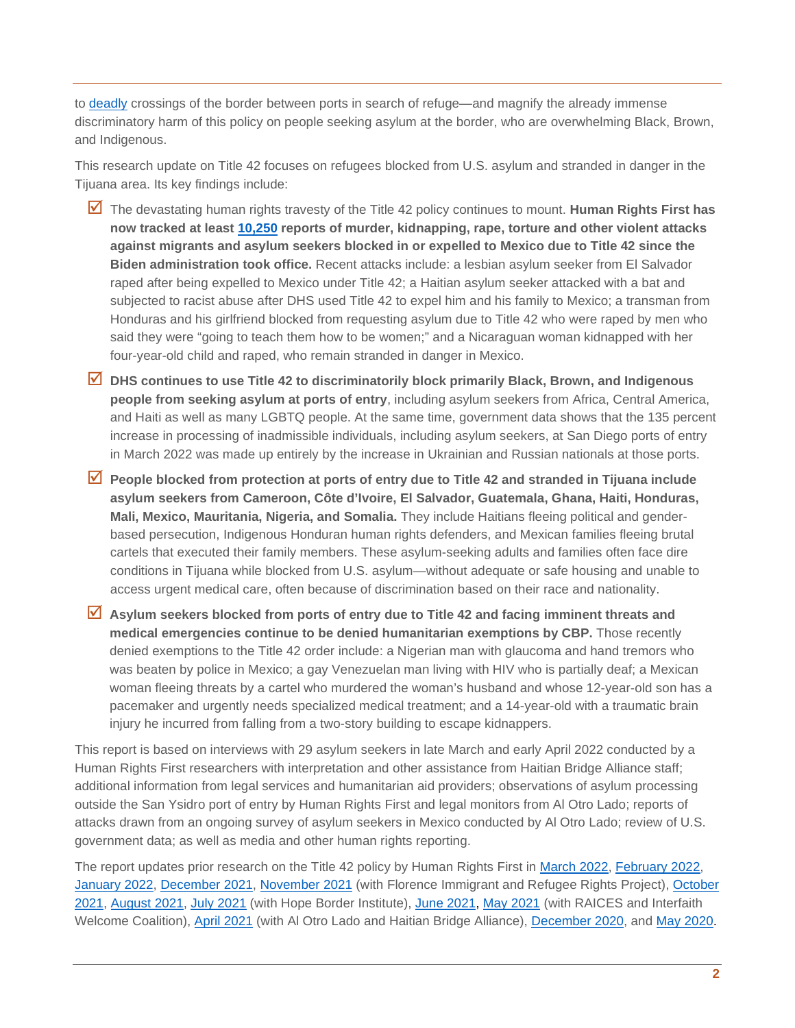to deadly crossings of the border between ports in search of refuge—and magnify the already immense discriminatory harm of this policy on people seeking asylum at the border, who are overwhelming Black, Brown, and Indigenous.

This research update on Title 42 focuses on refugees blocked from U.S. asylum and stranded in danger in the Tijuana area. Its key findings include:

- ☑ The devastating human rights travesty of the Title 42 policy continues to mount. **Human Rights First has now tracked at least 10,250 reports of murder, kidnapping, rape, torture and other violent attacks against migrants and asylum seekers blocked in or expelled to Mexico due to Title 42 since the Biden administration took office.** Recent attacks include: a lesbian asylum seeker from El Salvador raped after being expelled to Mexico under Title 42; a Haitian asylum seeker attacked with a bat and subjected to racist abuse after DHS used Title 42 to expel him and his family to Mexico; a transman from Honduras and his girlfriend blocked from requesting asylum due to Title 42 who were raped by men who said they were "going to teach them how to be women;" and a Nicaraguan woman kidnapped with her four-year-old child and raped, who remain stranded in danger in Mexico.
- ☑ **DHS continues to use Title 42 to discriminatorily block primarily Black, Brown, and Indigenous people from seeking asylum at ports of entry**, including asylum seekers from Africa, Central America, and Haiti as well as many LGBTQ people. At the same time, government data shows that the 135 percent increase in processing of inadmissible individuals, including asylum seekers, at San Diego ports of entry in March 2022 was made up entirely by the increase in Ukrainian and Russian nationals at those ports.
- ☑ **People blocked from protection at ports of entry due to Title 42 and stranded in Tijuana include asylum seekers from Cameroon, Côte d'Ivoire, El Salvador, Guatemala, Ghana, Haiti, Honduras, Mali, Mexico, Mauritania, Nigeria, and Somalia.** They include Haitians fleeing political and gender-based persecution, Indigenous Honduran human rights defenders, and Mexican families fleeing brutal cartels that executed their family members. These asylum-seeking adults and families often face dire conditions in Tijuana while blocked from U.S. asylum—without adequate or safe housing and unable to access urgent medical care, often because of discrimination based on their race and nationality.
- ☑ **Asylum seekers blocked from ports of entry due to Title 42 and facing imminent threats and medical emergencies continue to be denied humanitarian exemptions by CBP.** Those recently denied exemptions to the Title 42 order include: a Nigerian man with glaucoma and hand tremors who was beaten by police in Mexico; a gay Venezuelan man living with HIV who is partially deaf; a Mexican woman fleeing threats by a cartel who murdered the woman's husband and whose 12-year-old son has a pacemaker and urgently needs specialized medical treatment; and a 14-year-old with a traumatic brain injury he incurred from falling from a two-story building to escape kidnappers.

This report is based on interviews with 29 asylum seekers in late March and early April 2022 conducted by a Human Rights First researchers with interpretation and other assistance from Haitian Bridge Alliance staff; additional information from legal services and humanitarian aid providers; observations of asylum processing outside the San Ysidro port of entry by Human Rights First and legal monitors from Al Otro Lado; reports of attacks drawn from an ongoing survey of asylum seekers in Mexico conducted by Al Otro Lado; review of U.S. government data; as well as media and other human rights reporting.

The report updates prior research on the Title 42 policy by Human Rights First in March 2022, February 2022, January 2022, December 2021, November 2021 (with Florence Immigrant and Refugee Rights Project), October 2021, August 2021, July 2021 (with Hope Border Institute), June 2021, May 2021 (with RAICES and Interfaith Welcome Coalition), April 2021 (with Al Otro Lado and Haitian Bridge Alliance), December 2020, and May 2020.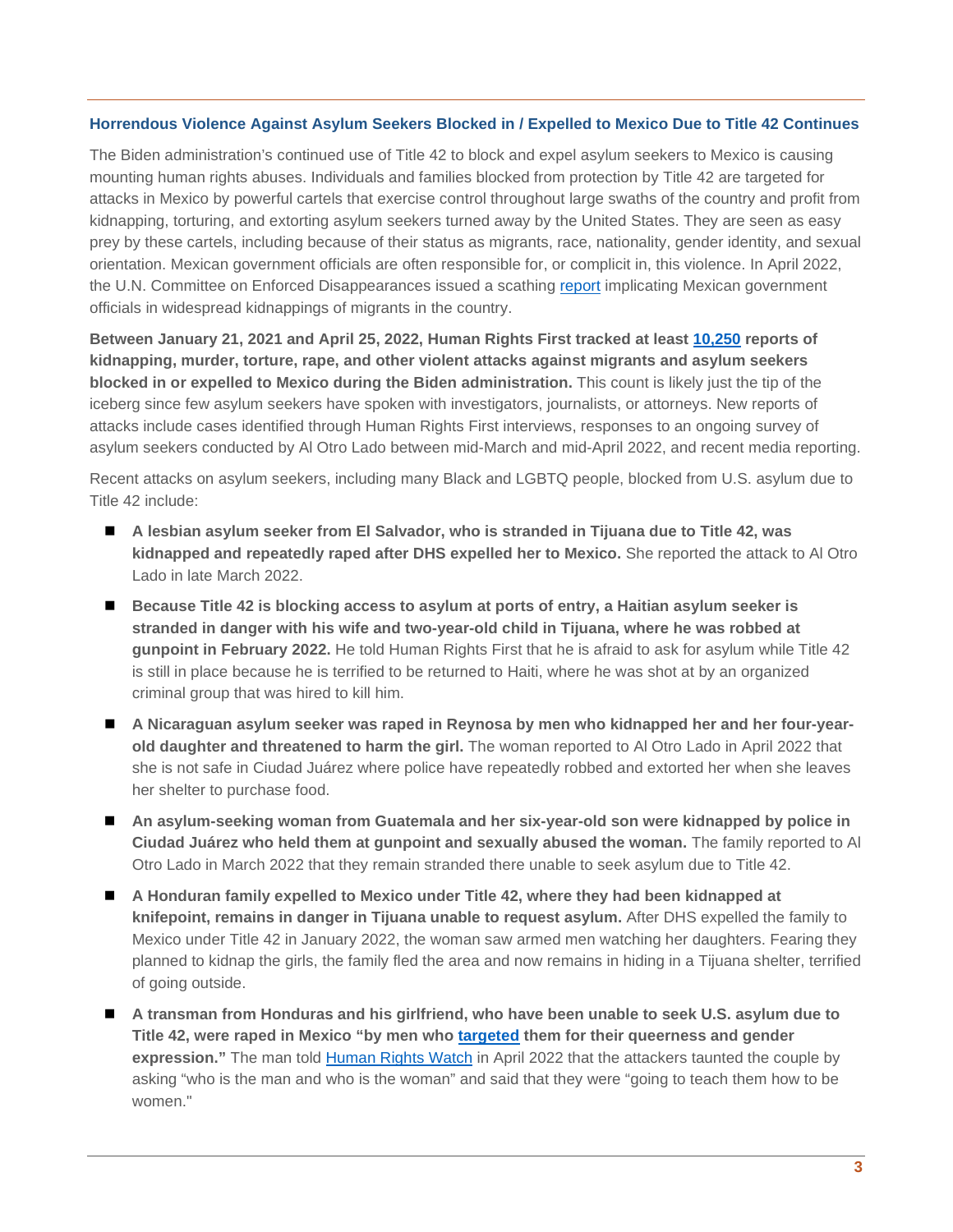### Horrendous Violence Against Asylum Seekers Blocked in / Expelled to Mexico Due to Title 42 Continues

The Biden administration's continued use of Title 42 to block and expel asylum seekers to Mexico is causing mounting human rights abuses. Individuals and families blocked from protection by Title 42 are targeted for attacks in Mexico by powerful cartels that exercise control throughout large swaths of the country and profit from kidnapping, torturing, and extorting asylum seekers turned away by the United States. They are seen as easy prey by these cartels, including because of their status as migrants, race, nationality, gender identity, and sexual orientation. Mexican government officials are often responsible for, or complicit in, this violence. In April 2022, the U.N. Committee on Enforced Disappearances issued a scathing report implicating Mexican government officials in widespread kidnappings of migrants in the country.

**Between January 21, 2021 and April 25, 2022, Human Rights First tracked at least 10,250 reports of kidnapping, murder, torture, rape, and other violent attacks against migrants and asylum seekers blocked in or expelled to Mexico during the Biden administration.** This count is likely just the tip of the iceberg since few asylum seekers have spoken with investigators, journalists, or attorneys. New reports of attacks include cases identified through Human Rights First interviews, responses to an ongoing survey of asylum seekers conducted by Al Otro Lado between mid-March and mid-April 2022, and recent media reporting.

Recent attacks on asylum seekers, including many Black and LGBTQ people, blocked from U.S. asylum due to Title 42 include:

- **A lesbian asylum seeker from El Salvador, who is stranded in Tijuana due to Title 42, was kidnapped and repeatedly raped after DHS expelled her to Mexico.** She reported the attack to Al Otro Lado in late March 2022.
- **Because Title 42 is blocking access to asylum at ports of entry, a Haitian asylum seeker is stranded in danger with his wife and two-year-old child in Tijuana, where he was robbed at gunpoint in February 2022.** He told Human Rights First that he is afraid to ask for asylum while Title 42 is still in place because he is terrified to be returned to Haiti, where he was shot at by an organized criminal group that was hired to kill him.
- **A Nicaraguan asylum seeker was raped in Reynosa by men who kidnapped her and her four-year-old daughter and threatened to harm the girl.** The woman reported to Al Otro Lado in April 2022 that she is not safe in Ciudad Juárez where police have repeatedly robbed and extorted her when she leaves her shelter to purchase food.
- **An asylum-seeking woman from Guatemala and her six-year-old son were kidnapped by police in Ciudad Juárez who held them at gunpoint and sexually abused the woman.** The family reported to Al Otro Lado in March 2022 that they remain stranded there unable to seek asylum due to Title 42.
- **A Honduran family expelled to Mexico under Title 42, where they had been kidnapped at knifepoint, remains in danger in Tijuana unable to request asylum.** After DHS expelled the family to Mexico under Title 42 in January 2022, the woman saw armed men watching her daughters. Fearing they planned to kidnap the girls, the family fled the area and now remains in hiding in a Tijuana shelter, terrified of going outside.
- **A transman from Honduras and his girlfriend, who have been unable to seek U.S. asylum due to Title 42, were raped in Mexico "by men who targeted them for their queerness and gender expression."** The man told Human Rights Watch in April 2022 that the attackers taunted the couple by asking "who is the man and who is the woman" and said that they were "going to teach them how to be women."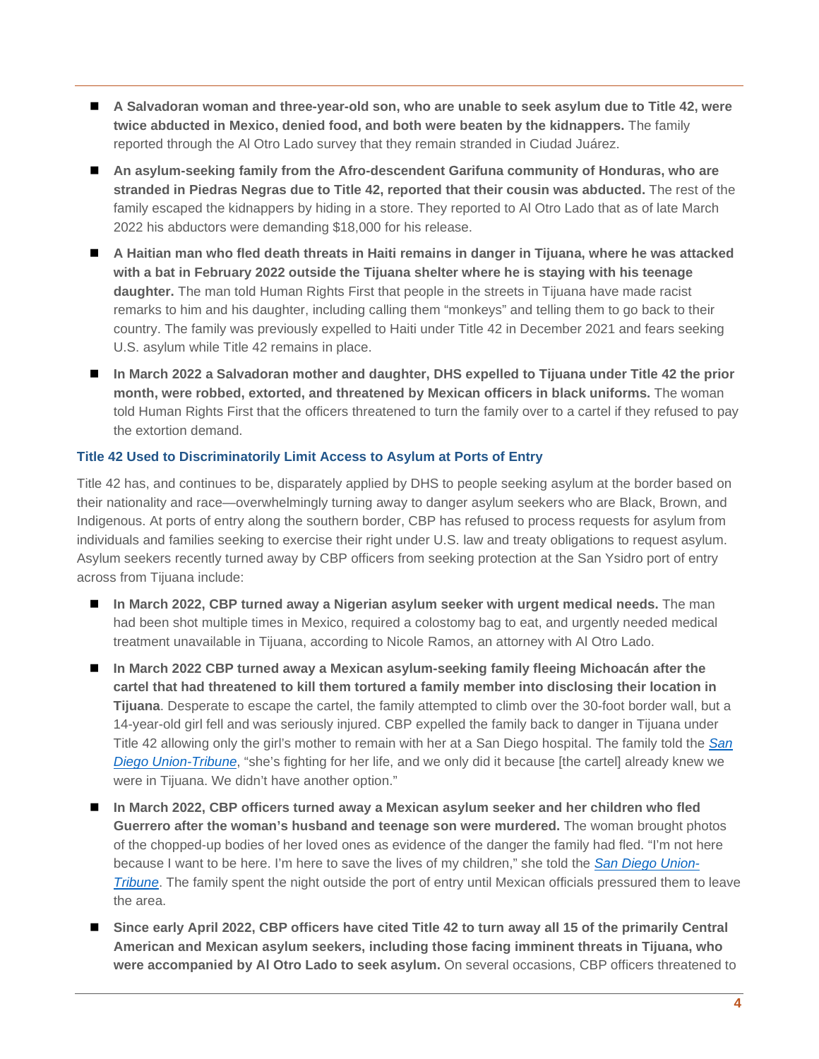- **A Salvadoran woman and three-year-old son, who are unable to seek asylum due to Title 42, were twice abducted in Mexico, denied food, and both were beaten by the kidnappers.** The family reported through the Al Otro Lado survey that they remain stranded in Ciudad Juárez.
- **An asylum-seeking family from the Afro-descendent Garifuna community of Honduras, who are stranded in Piedras Negras due to Title 42, reported that their cousin was abducted.** The rest of the family escaped the kidnappers by hiding in a store. They reported to Al Otro Lado that as of late March 2022 his abductors were demanding $18,000 for his release.
- **A Haitian man who fled death threats in Haiti remains in danger in Tijuana, where he was attacked with a bat in February 2022 outside the Tijuana shelter where he is staying with his teenage daughter.** The man told Human Rights First that people in the streets in Tijuana have made racist remarks to him and his daughter, including calling them "monkeys" and telling them to go back to their country. The family was previously expelled to Haiti under Title 42 in December 2021 and fears seeking U.S. asylum while Title 42 remains in place.
- **In March 2022 a Salvadoran mother and daughter, DHS expelled to Tijuana under Title 42 the prior month, were robbed, extorted, and threatened by Mexican officers in black uniforms.** The woman told Human Rights First that the officers threatened to turn the family over to a cartel if they refused to pay the extortion demand.

### Title 42 Used to Discriminatorily Limit Access to Asylum at Ports of Entry

Title 42 has, and continues to be, disparately applied by DHS to people seeking asylum at the border based on their nationality and race—overwhelmingly turning away to danger asylum seekers who are Black, Brown, and Indigenous. At ports of entry along the southern border, CBP has refused to process requests for asylum from individuals and families seeking to exercise their right under U.S. law and treaty obligations to request asylum. Asylum seekers recently turned away by CBP officers from seeking protection at the San Ysidro port of entry across from Tijuana include:

- **In March 2022, CBP turned away a Nigerian asylum seeker with urgent medical needs.** The man had been shot multiple times in Mexico, required a colostomy bag to eat, and urgently needed medical treatment unavailable in Tijuana, according to Nicole Ramos, an attorney with Al Otro Lado.
- **In March 2022 CBP turned away a Mexican asylum-seeking family fleeing Michoacán after the cartel that had threatened to kill them tortured a family member into disclosing their location in Tijuana**. Desperate to escape the cartel, the family attempted to climb over the 30-foot border wall, but a 14-year-old girl fell and was seriously injured. CBP expelled the family back to danger in Tijuana under Title 42 allowing only the girl's mother to remain with her at a San Diego hospital. The family told the *San Diego Union-Tribune*, "she's fighting for her life, and we only did it because [the cartel] already knew we were in Tijuana. We didn't have another option."
- **In March 2022, CBP officers turned away a Mexican asylum seeker and her children who fled Guerrero after the woman's husband and teenage son were murdered.** The woman brought photos of the chopped-up bodies of her loved ones as evidence of the danger the family had fled. "I'm not here because I want to be here. I'm here to save the lives of my children," she told the *San Diego Union-Tribune*. The family spent the night outside the port of entry until Mexican officials pressured them to leave the area.
- **Since early April 2022, CBP officers have cited Title 42 to turn away all 15 of the primarily Central American and Mexican asylum seekers, including those facing imminent threats in Tijuana, who were accompanied by Al Otro Lado to seek asylum.** On several occasions, CBP officers threatened to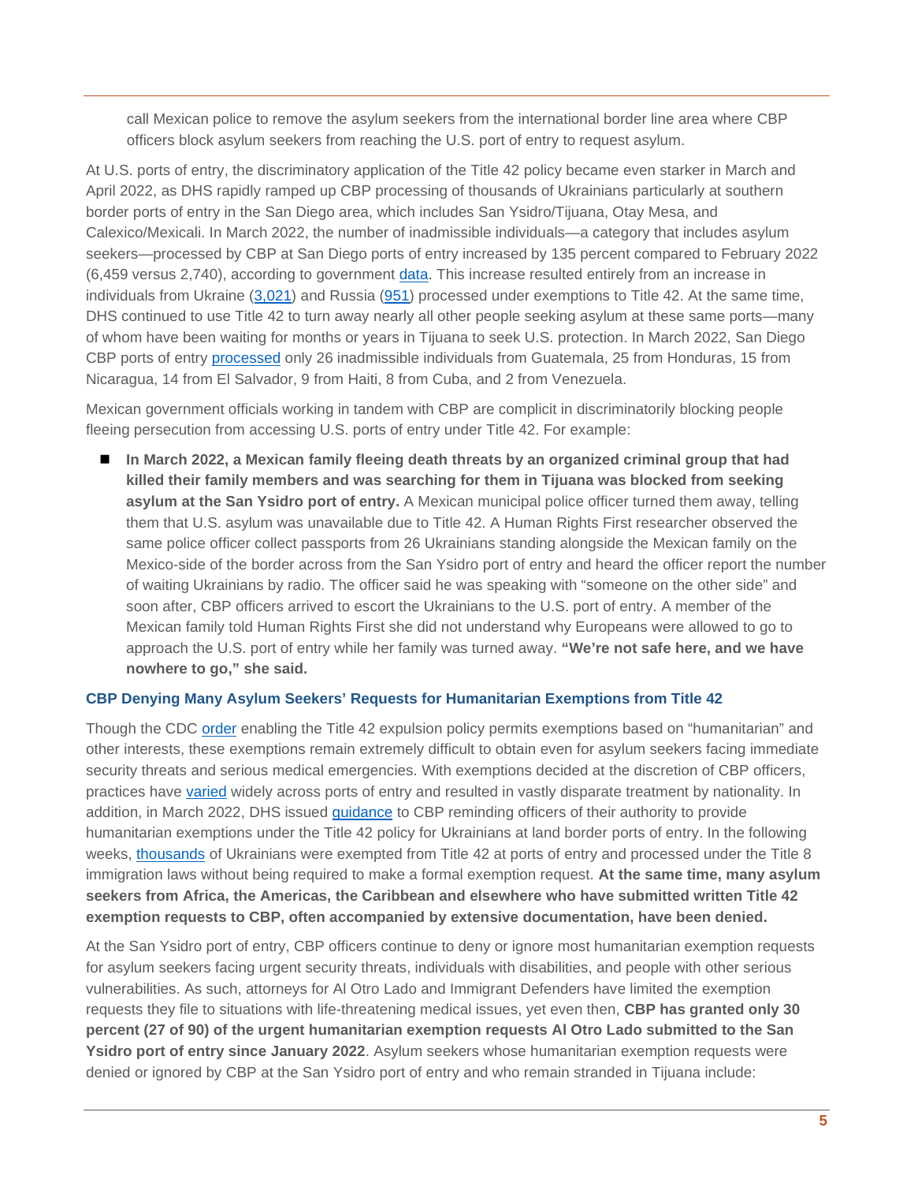call Mexican police to remove the asylum seekers from the international border line area where CBP officers block asylum seekers from reaching the U.S. port of entry to request asylum.

At U.S. ports of entry, the discriminatory application of the Title 42 policy became even starker in March and April 2022, as DHS rapidly ramped up CBP processing of thousands of Ukrainians particularly at southern border ports of entry in the San Diego area, which includes San Ysidro/Tijuana, Otay Mesa, and Calexico/Mexicali. In March 2022, the number of inadmissible individuals—a category that includes asylum seekers—processed by CBP at San Diego ports of entry increased by 135 percent compared to February 2022 (6,459 versus 2,740), according to government data. This increase resulted entirely from an increase in individuals from Ukraine (3,021) and Russia (951) processed under exemptions to Title 42. At the same time, DHS continued to use Title 42 to turn away nearly all other people seeking asylum at these same ports—many of whom have been waiting for months or years in Tijuana to seek U.S. protection. In March 2022, San Diego CBP ports of entry processed only 26 inadmissible individuals from Guatemala, 25 from Honduras, 15 from Nicaragua, 14 from El Salvador, 9 from Haiti, 8 from Cuba, and 2 from Venezuela.

Mexican government officials working in tandem with CBP are complicit in discriminatorily blocking people fleeing persecution from accessing U.S. ports of entry under Title 42. For example:

- **In March 2022, a Mexican family fleeing death threats by an organized criminal group that had killed their family members and was searching for them in Tijuana was blocked from seeking asylum at the San Ysidro port of entry.** A Mexican municipal police officer turned them away, telling them that U.S. asylum was unavailable due to Title 42. A Human Rights First researcher observed the same police officer collect passports from 26 Ukrainians standing alongside the Mexican family on the Mexico-side of the border across from the San Ysidro port of entry and heard the officer report the number of waiting Ukrainians by radio. The officer said he was speaking with "someone on the other side" and soon after, CBP officers arrived to escort the Ukrainians to the U.S. port of entry. A member of the Mexican family told Human Rights First she did not understand why Europeans were allowed to go to approach the U.S. port of entry while her family was turned away. **"We're not safe here, and we have nowhere to go," she said.**

### CBP Denying Many Asylum Seekers' Requests for Humanitarian Exemptions from Title 42

Though the CDC order enabling the Title 42 expulsion policy permits exemptions based on "humanitarian" and other interests, these exemptions remain extremely difficult to obtain even for asylum seekers facing immediate security threats and serious medical emergencies. With exemptions decided at the discretion of CBP officers, practices have varied widely across ports of entry and resulted in vastly disparate treatment by nationality. In addition, in March 2022, DHS issued guidance to CBP reminding officers of their authority to provide humanitarian exemptions under the Title 42 policy for Ukrainians at land border ports of entry. In the following weeks, thousands of Ukrainians were exempted from Title 42 at ports of entry and processed under the Title 8 immigration laws without being required to make a formal exemption request. **At the same time, many asylum seekers from Africa, the Americas, the Caribbean and elsewhere who have submitted written Title 42 exemption requests to CBP, often accompanied by extensive documentation, have been denied.**

At the San Ysidro port of entry, CBP officers continue to deny or ignore most humanitarian exemption requests for asylum seekers facing urgent security threats, individuals with disabilities, and people with other serious vulnerabilities. As such, attorneys for Al Otro Lado and Immigrant Defenders have limited the exemption requests they file to situations with life-threatening medical issues, yet even then, **CBP has granted only 30 percent (27 of 90) of the urgent humanitarian exemption requests Al Otro Lado submitted to the San Ysidro port of entry since January 2022**. Asylum seekers whose humanitarian exemption requests were denied or ignored by CBP at the San Ysidro port of entry and who remain stranded in Tijuana include: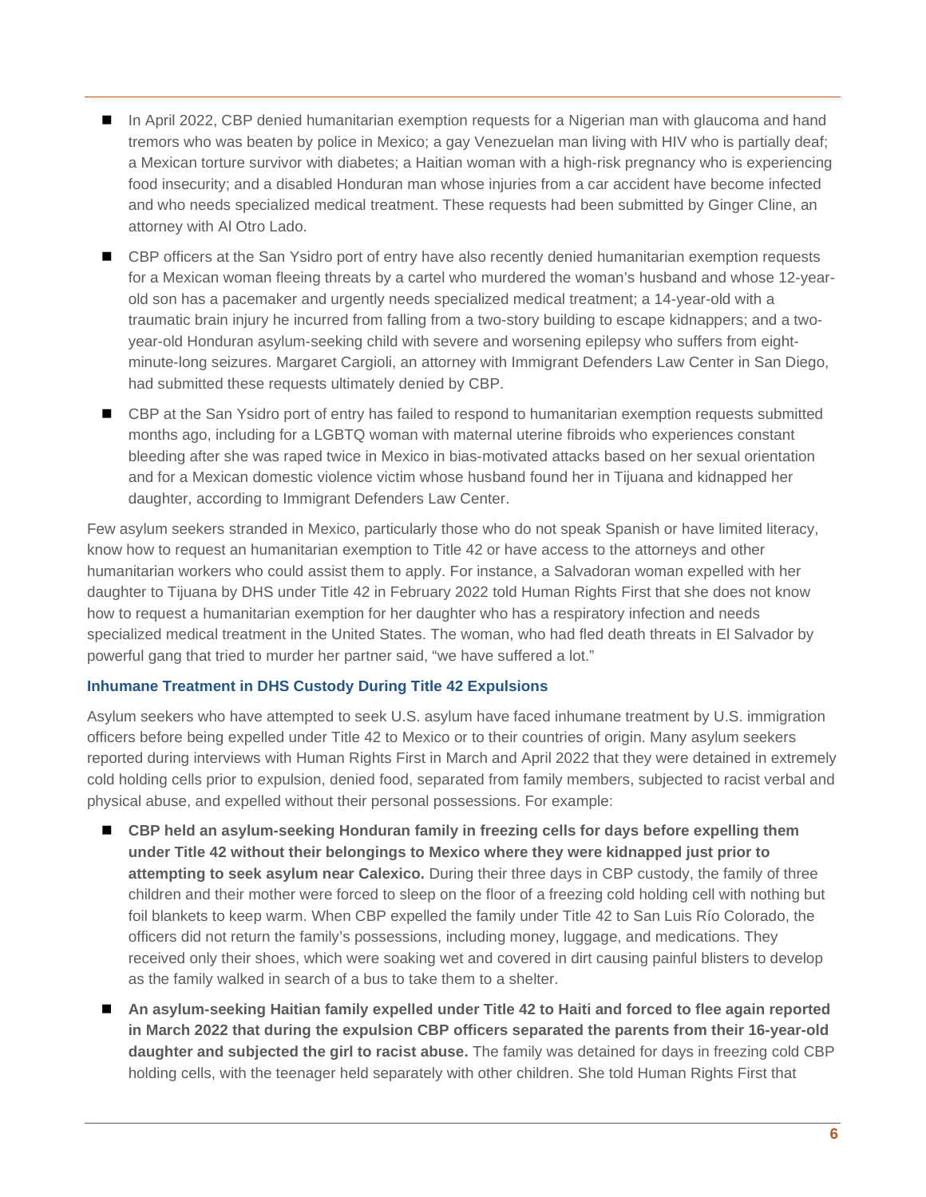- In April 2022, CBP denied humanitarian exemption requests for a Nigerian man with glaucoma and hand tremors who was beaten by police in Mexico; a gay Venezuelan man living with HIV who is partially deaf; a Mexican torture survivor with diabetes; a Haitian woman with a high-risk pregnancy who is experiencing food insecurity; and a disabled Honduran man whose injuries from a car accident have become infected and who needs specialized medical treatment. These requests had been submitted by Ginger Cline, an attorney with Al Otro Lado.
- CBP officers at the San Ysidro port of entry have also recently denied humanitarian exemption requests for a Mexican woman fleeing threats by a cartel who murdered the woman's husband and whose 12-year-old son has a pacemaker and urgently needs specialized medical treatment; a 14-year-old with a traumatic brain injury he incurred from falling from a two-story building to escape kidnappers; and a two-year-old Honduran asylum-seeking child with severe and worsening epilepsy who suffers from eight-minute-long seizures. Margaret Cargioli, an attorney with Immigrant Defenders Law Center in San Diego, had submitted these requests ultimately denied by CBP.
- CBP at the San Ysidro port of entry has failed to respond to humanitarian exemption requests submitted months ago, including for a LGBTQ woman with maternal uterine fibroids who experiences constant bleeding after she was raped twice in Mexico in bias-motivated attacks based on her sexual orientation and for a Mexican domestic violence victim whose husband found her in Tijuana and kidnapped her daughter, according to Immigrant Defenders Law Center.

Few asylum seekers stranded in Mexico, particularly those who do not speak Spanish or have limited literacy, know how to request an humanitarian exemption to Title 42 or have access to the attorneys and other humanitarian workers who could assist them to apply. For instance, a Salvadoran woman expelled with her daughter to Tijuana by DHS under Title 42 in February 2022 told Human Rights First that she does not know how to request a humanitarian exemption for her daughter who has a respiratory infection and needs specialized medical treatment in the United States. The woman, who had fled death threats in El Salvador by powerful gang that tried to murder her partner said, "we have suffered a lot."

### Inhumane Treatment in DHS Custody During Title 42 Expulsions

Asylum seekers who have attempted to seek U.S. asylum have faced inhumane treatment by U.S. immigration officers before being expelled under Title 42 to Mexico or to their countries of origin. Many asylum seekers reported during interviews with Human Rights First in March and April 2022 that they were detained in extremely cold holding cells prior to expulsion, denied food, separated from family members, subjected to racist verbal and physical abuse, and expelled without their personal possessions. For example:

- **CBP held an asylum-seeking Honduran family in freezing cells for days before expelling them under Title 42 without their belongings to Mexico where they were kidnapped just prior to attempting to seek asylum near Calexico.** During their three days in CBP custody, the family of three children and their mother were forced to sleep on the floor of a freezing cold holding cell with nothing but foil blankets to keep warm. When CBP expelled the family under Title 42 to San Luis Río Colorado, the officers did not return the family's possessions, including money, luggage, and medications. They received only their shoes, which were soaking wet and covered in dirt causing painful blisters to develop as the family walked in search of a bus to take them to a shelter.
- **An asylum-seeking Haitian family expelled under Title 42 to Haiti and forced to flee again reported in March 2022 that during the expulsion CBP officers separated the parents from their 16-year-old daughter and subjected the girl to racist abuse.** The family was detained for days in freezing cold CBP holding cells, with the teenager held separately with other children. She told Human Rights First that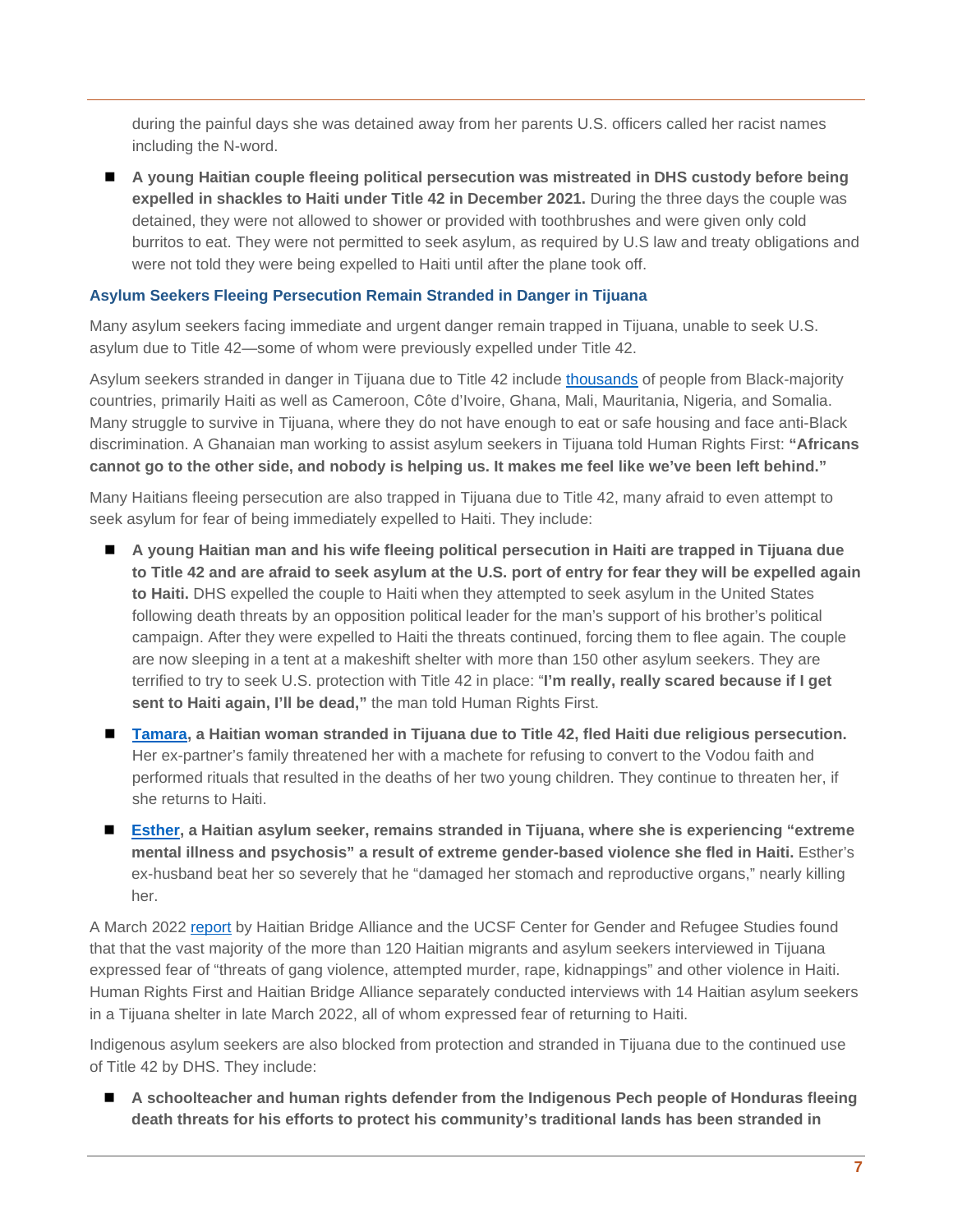during the painful days she was detained away from her parents U.S. officers called her racist names including the N-word.

- **A young Haitian couple fleeing political persecution was mistreated in DHS custody before being expelled in shackles to Haiti under Title 42 in December 2021.** During the three days the couple was detained, they were not allowed to shower or provided with toothbrushes and were given only cold burritos to eat. They were not permitted to seek asylum, as required by U.S law and treaty obligations and were not told they were being expelled to Haiti until after the plane took off.

### Asylum Seekers Fleeing Persecution Remain Stranded in Danger in Tijuana

Many asylum seekers facing immediate and urgent danger remain trapped in Tijuana, unable to seek U.S. asylum due to Title 42—some of whom were previously expelled under Title 42.

Asylum seekers stranded in danger in Tijuana due to Title 42 include thousands of people from Black-majority countries, primarily Haiti as well as Cameroon, Côte d'Ivoire, Ghana, Mali, Mauritania, Nigeria, and Somalia. Many struggle to survive in Tijuana, where they do not have enough to eat or safe housing and face anti-Black discrimination. A Ghanaian man working to assist asylum seekers in Tijuana told Human Rights First: **"Africans cannot go to the other side, and nobody is helping us. It makes me feel like we've been left behind."**

Many Haitians fleeing persecution are also trapped in Tijuana due to Title 42, many afraid to even attempt to seek asylum for fear of being immediately expelled to Haiti. They include:

- **A young Haitian man and his wife fleeing political persecution in Haiti are trapped in Tijuana due to Title 42 and are afraid to seek asylum at the U.S. port of entry for fear they will be expelled again to Haiti.** DHS expelled the couple to Haiti when they attempted to seek asylum in the United States following death threats by an opposition political leader for the man's support of his brother's political campaign. After they were expelled to Haiti the threats continued, forcing them to flee again. The couple are now sleeping in a tent at a makeshift shelter with more than 150 other asylum seekers. They are terrified to try to seek U.S. protection with Title 42 in place: "**I'm really, really scared because if I get sent to Haiti again, I'll be dead,"** the man told Human Rights First.
- **Tamara, a Haitian woman stranded in Tijuana due to Title 42, fled Haiti due religious persecution.** Her ex-partner's family threatened her with a machete for refusing to convert to the Vodou faith and performed rituals that resulted in the deaths of her two young children. They continue to threaten her, if she returns to Haiti.
- **Esther, a Haitian asylum seeker, remains stranded in Tijuana, where she is experiencing "extreme mental illness and psychosis" a result of extreme gender-based violence she fled in Haiti.** Esther's ex-husband beat her so severely that he "damaged her stomach and reproductive organs," nearly killing her.

A March 2022 report by Haitian Bridge Alliance and the UCSF Center for Gender and Refugee Studies found that that the vast majority of the more than 120 Haitian migrants and asylum seekers interviewed in Tijuana expressed fear of "threats of gang violence, attempted murder, rape, kidnappings" and other violence in Haiti. Human Rights First and Haitian Bridge Alliance separately conducted interviews with 14 Haitian asylum seekers in a Tijuana shelter in late March 2022, all of whom expressed fear of returning to Haiti.

Indigenous asylum seekers are also blocked from protection and stranded in Tijuana due to the continued use of Title 42 by DHS. They include:

- **A schoolteacher and human rights defender from the Indigenous Pech people of Honduras fleeing death threats for his efforts to protect his community's traditional lands has been stranded in**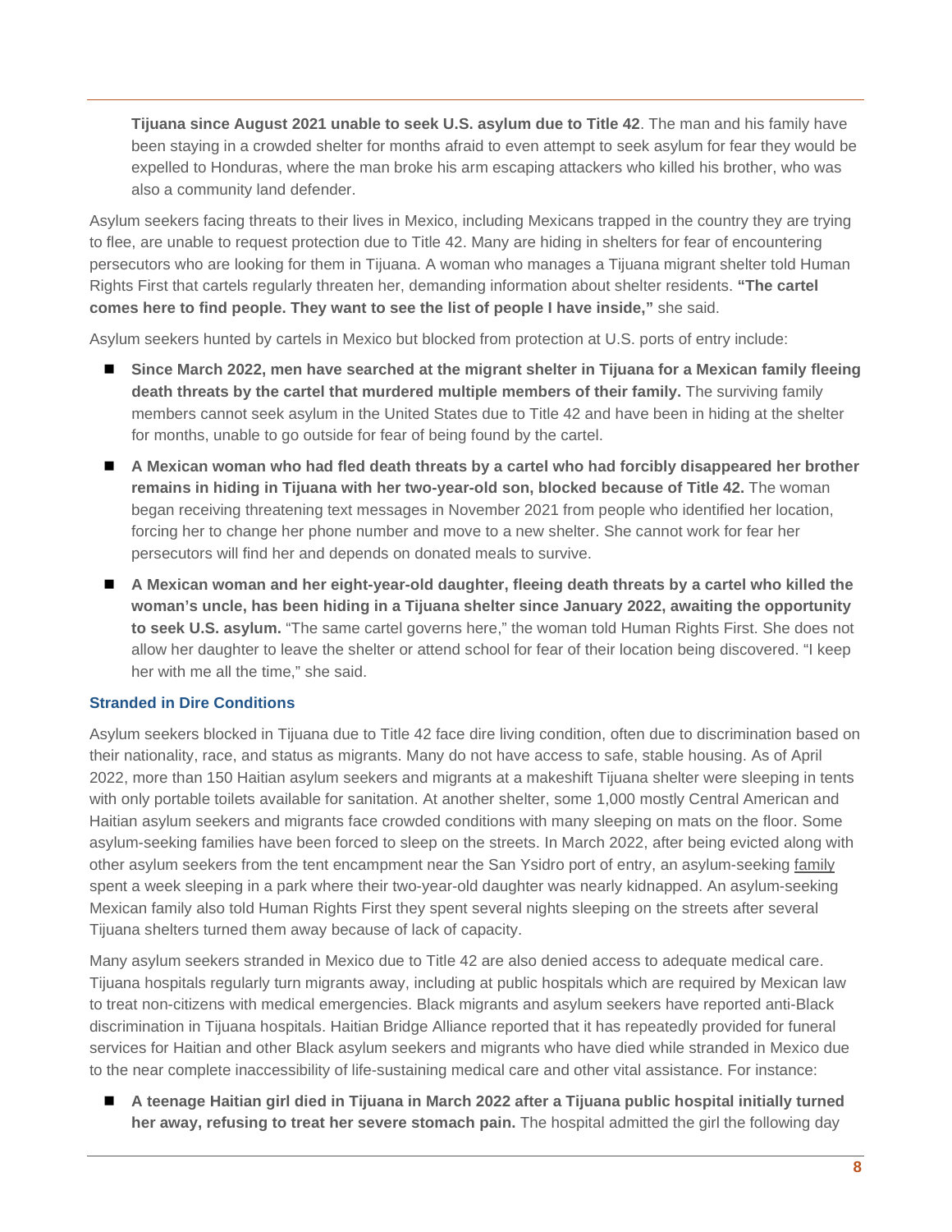**Tijuana since August 2021 unable to seek U.S. asylum due to Title 42**. The man and his family have been staying in a crowded shelter for months afraid to even attempt to seek asylum for fear they would be expelled to Honduras, where the man broke his arm escaping attackers who killed his brother, who was also a community land defender.

Asylum seekers facing threats to their lives in Mexico, including Mexicans trapped in the country they are trying to flee, are unable to request protection due to Title 42. Many are hiding in shelters for fear of encountering persecutors who are looking for them in Tijuana. A woman who manages a Tijuana migrant shelter told Human Rights First that cartels regularly threaten her, demanding information about shelter residents. **"The cartel comes here to find people. They want to see the list of people I have inside,"** she said.

Asylum seekers hunted by cartels in Mexico but blocked from protection at U.S. ports of entry include:

- **Since March 2022, men have searched at the migrant shelter in Tijuana for a Mexican family fleeing death threats by the cartel that murdered multiple members of their family.** The surviving family members cannot seek asylum in the United States due to Title 42 and have been in hiding at the shelter for months, unable to go outside for fear of being found by the cartel.
- **A Mexican woman who had fled death threats by a cartel who had forcibly disappeared her brother remains in hiding in Tijuana with her two-year-old son, blocked because of Title 42.** The woman began receiving threatening text messages in November 2021 from people who identified her location, forcing her to change her phone number and move to a new shelter. She cannot work for fear her persecutors will find her and depends on donated meals to survive.
- **A Mexican woman and her eight-year-old daughter, fleeing death threats by a cartel who killed the woman's uncle, has been hiding in a Tijuana shelter since January 2022, awaiting the opportunity to seek U.S. asylum.** "The same cartel governs here," the woman told Human Rights First. She does not allow her daughter to leave the shelter or attend school for fear of their location being discovered. "I keep her with me all the time," she said.

### Stranded in Dire Conditions

Asylum seekers blocked in Tijuana due to Title 42 face dire living condition, often due to discrimination based on their nationality, race, and status as migrants. Many do not have access to safe, stable housing. As of April 2022, more than 150 Haitian asylum seekers and migrants at a makeshift Tijuana shelter were sleeping in tents with only portable toilets available for sanitation. At another shelter, some 1,000 mostly Central American and Haitian asylum seekers and migrants face crowded conditions with many sleeping on mats on the floor. Some asylum-seeking families have been forced to sleep on the streets. In March 2022, after being evicted along with other asylum seekers from the tent encampment near the San Ysidro port of entry, an asylum-seeking family spent a week sleeping in a park where their two-year-old daughter was nearly kidnapped. An asylum-seeking Mexican family also told Human Rights First they spent several nights sleeping on the streets after several Tijuana shelters turned them away because of lack of capacity.

Many asylum seekers stranded in Mexico due to Title 42 are also denied access to adequate medical care. Tijuana hospitals regularly turn migrants away, including at public hospitals which are required by Mexican law to treat non-citizens with medical emergencies. Black migrants and asylum seekers have reported anti-Black discrimination in Tijuana hospitals. Haitian Bridge Alliance reported that it has repeatedly provided for funeral services for Haitian and other Black asylum seekers and migrants who have died while stranded in Mexico due to the near complete inaccessibility of life-sustaining medical care and other vital assistance. For instance:

- **A teenage Haitian girl died in Tijuana in March 2022 after a Tijuana public hospital initially turned her away, refusing to treat her severe stomach pain.** The hospital admitted the girl the following day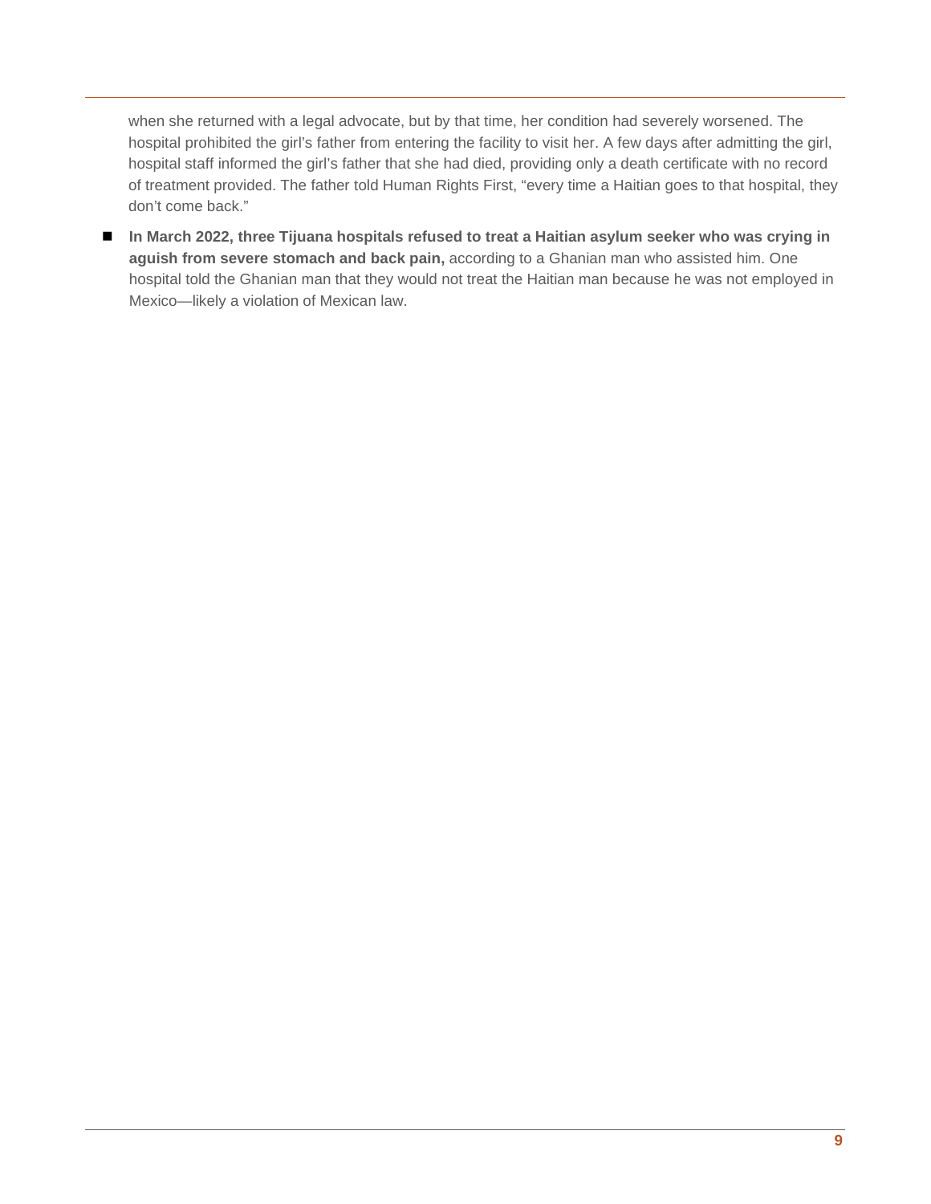when she returned with a legal advocate, but by that time, her condition had severely worsened. The hospital prohibited the girl's father from entering the facility to visit her. A few days after admitting the girl, hospital staff informed the girl's father that she had died, providing only a death certificate with no record of treatment provided. The father told Human Rights First, "every time a Haitian goes to that hospital, they don't come back."

- **In March 2022, three Tijuana hospitals refused to treat a Haitian asylum seeker who was crying in aguish from severe stomach and back pain,** according to a Ghanian man who assisted him. One hospital told the Ghanian man that they would not treat the Haitian man because he was not employed in Mexico—likely a violation of Mexican law.